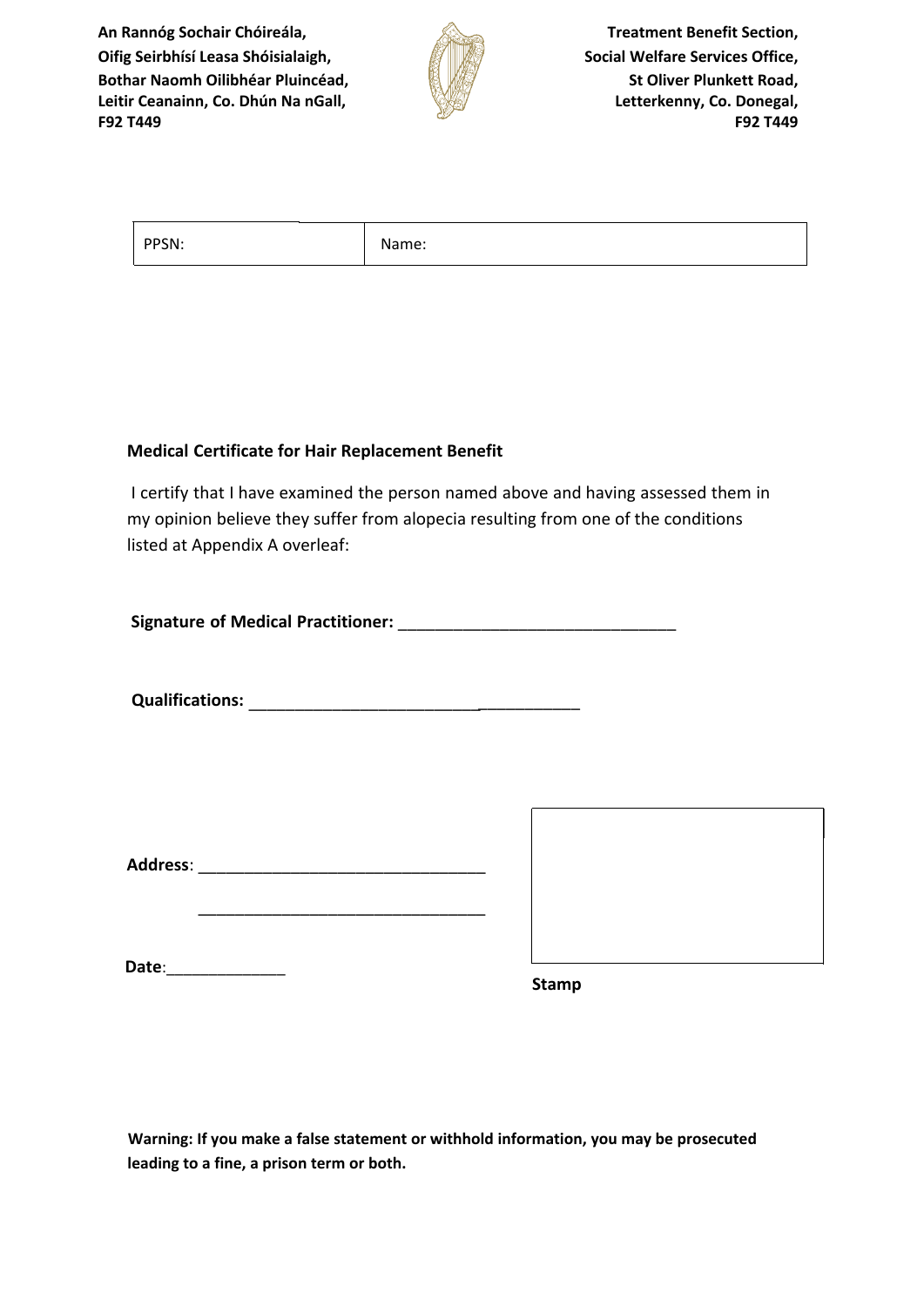An Rannóg Sochair Chóireála,
Oifig Seirbhísí Leasa Shóisialaigh,
Bothar Naomh Oilibhéar Pluincéad,
Leitir Ceanainn, Co. Dhún Na nGall,
F92 T449

Treatment Benefit Section,
Social Welfare Services Office,
St Oliver Plunkett Road,
Letterkenny, Co. Donegal,
F92 T449

| PPSN: | Name: |
|---|---|

**Medical Certificate for Hair Replacement Benefit**

I certify that I have examined the person named above and having assessed them in my opinion believe they suffer from alopecia resulting from one of the conditions listed at Appendix A overleaf:

**Signature of Medical Practitioner:** ______________________________

**Qualifications:** ____________________________________

**Address**: _______________________________

_______________________________

**Date**:_____________

**Stamp**

**Warning: If you make a false statement or withhold information, you may be prosecuted leading to a fine, a prison term or both.**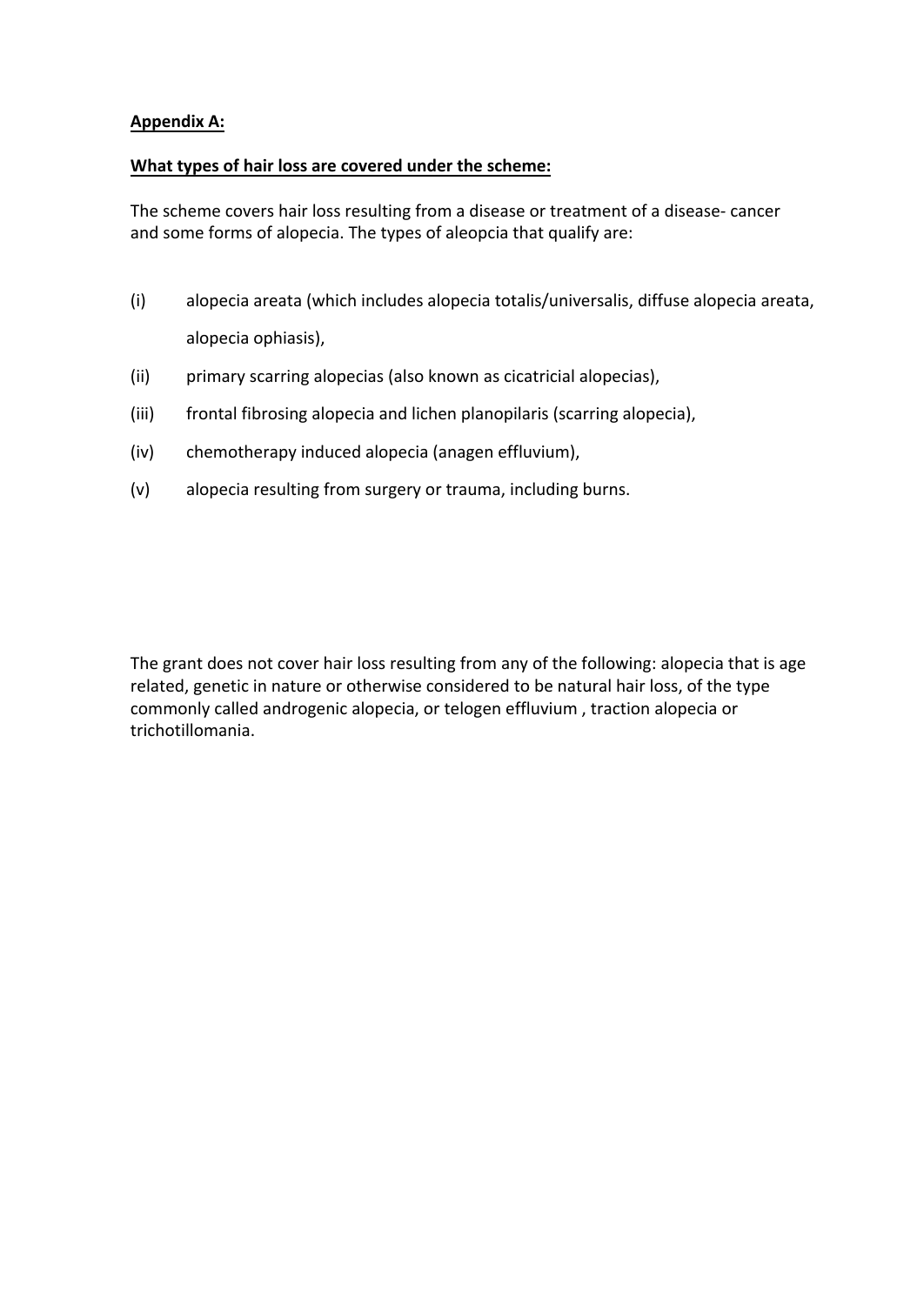**Appendix A:**

**What types of hair loss are covered under the scheme:**

The scheme covers hair loss resulting from a disease or treatment of a disease- cancer and some forms of alopecia. The types of aleopcia that qualify are:

(i) alopecia areata (which includes alopecia totalis/universalis, diffuse alopecia areata, alopecia ophiasis),

(ii) primary scarring alopecias (also known as cicatricial alopecias),

(iii) frontal fibrosing alopecia and lichen planopilaris (scarring alopecia),

(iv) chemotherapy induced alopecia (anagen effluvium),

(v) alopecia resulting from surgery or trauma, including burns.

The grant does not cover hair loss resulting from any of the following: alopecia that is age related, genetic in nature or otherwise considered to be natural hair loss, of the type commonly called androgenic alopecia, or telogen effluvium , traction alopecia or trichotillomania.